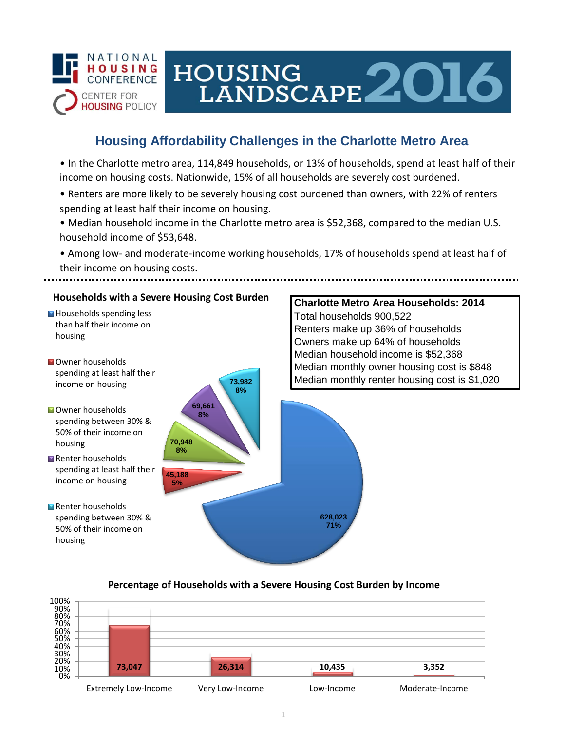NATIONAL HOUSING CONFERENCE

CENTER FOR HOUSING POLICY

# HOUSING LANDSCAPE 2016

## Housing Affordability Challenges in the Charlotte Metro Area

- In the Charlotte metro area, 114,849 households, or 13% of households, spend at least half of their income on housing costs. Nationwide, 15% of all households are severely cost burdened.
- Renters are more likely to be severely housing cost burdened than owners, with 22% of renters spending at least half their income on housing.
- Median household income in the Charlotte metro area is $52,368, compared to the median U.S. household income of $53,648.
- Among low- and moderate-income working households, 17% of households spend at least half of their income on housing costs.

### Households with a Severe Housing Cost Burden

| Category | Households | Percent |
|---|---|---|
| Households spending less than half their income on housing | 628,023 | 71% |
| Owner households spending at least half their income on housing | 45,188 | 5% |
| Owner households spending between 30% & 50% of their income on housing | 70,948 | 8% |
| Renter households spending at least half their income on housing | 69,661 | 8% |
| Renter households spending between 30% & 50% of their income on housing | 73,982 | 8% |

### Charlotte Metro Area Households: 2014

Total households 900,522

Renters make up 36% of households

Owners make up 64% of households

Median household income is $52,368

Median monthly owner housing cost is $848

Median monthly renter housing cost is $1,020

### Percentage of Households with a Severe Housing Cost Burden by Income

| Income Category | Households |
|---|---|
| Extremely Low-Income | 73,047 |
| Very Low-Income | 26,314 |
| Low-Income | 10,435 |
| Moderate-Income | 3,352 |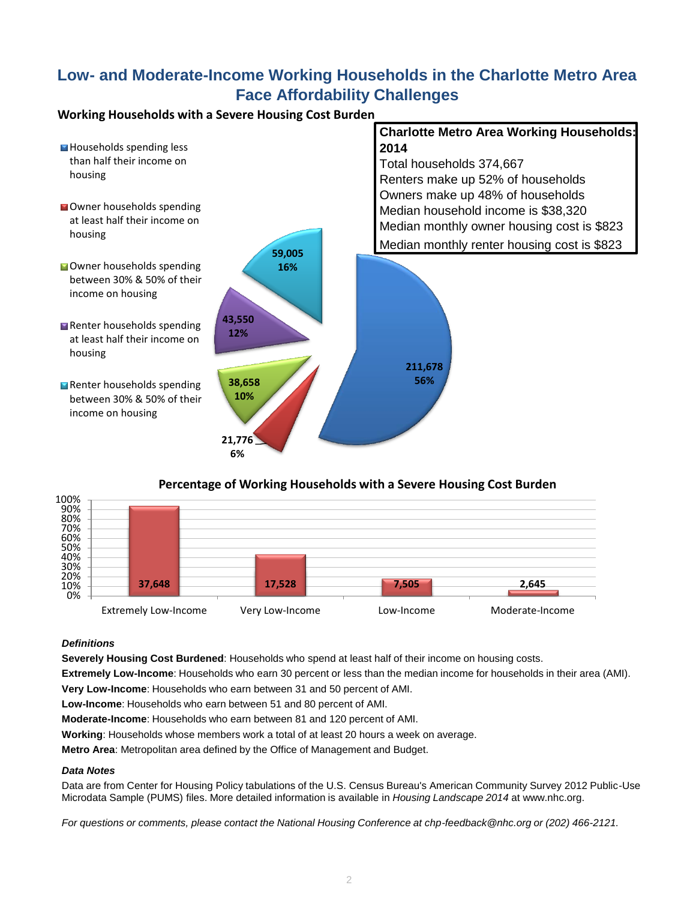# Low- and Moderate-Income Working Households in the Charlotte Metro Area Face Affordability Challenges

## Working Households with a Severe Housing Cost Burden

Households spending less than half their income on housing

Owner households spending at least half their income on housing

Owner households spending between 30% & 50% of their income on housing

Renter households spending at least half their income on housing

Renter households spending between 30% & 50% of their income on housing

59,005
16%

43,550
12%

38,658
10%

21,776
6%

211,678
56%

**Charlotte Metro Area Working Households: 2014**
Total households 374,667
Renters make up 52% of households
Owners make up 48% of households
Median household income is $38,320
Median monthly owner housing cost is $823
Median monthly renter housing cost is $823

**Percentage of Working Households with a Severe Housing Cost Burden**

100%
90%
80%
70%
60%
50%
40%
30%
20%
10%
0%

37,648
17,528
7,505
2,645

Extremely Low-Income
Very Low-Income
Low-Income
Moderate-Income

***Definitions***

**Severely Housing Cost Burdened**: Households who spend at least half of their income on housing costs.

**Extremely Low-Income**: Households who earn 30 percent or less than the median income for households in their area (AMI).

**Very Low-Income**: Households who earn between 31 and 50 percent of AMI.

**Low-Income**: Households who earn between 51 and 80 percent of AMI.

**Moderate-Income**: Households who earn between 81 and 120 percent of AMI.

**Working**: Households whose members work a total of at least 20 hours a week on average.

**Metro Area**: Metropolitan area defined by the Office of Management and Budget.

***Data Notes***

Data are from Center for Housing Policy tabulations of the U.S. Census Bureau's American Community Survey 2012 Public-Use Microdata Sample (PUMS) files. More detailed information is available in *Housing Landscape 2014* at www.nhc.org.

*For questions or comments, please contact the National Housing Conference at chp-feedback@nhc.org or (202) 466-2121.*